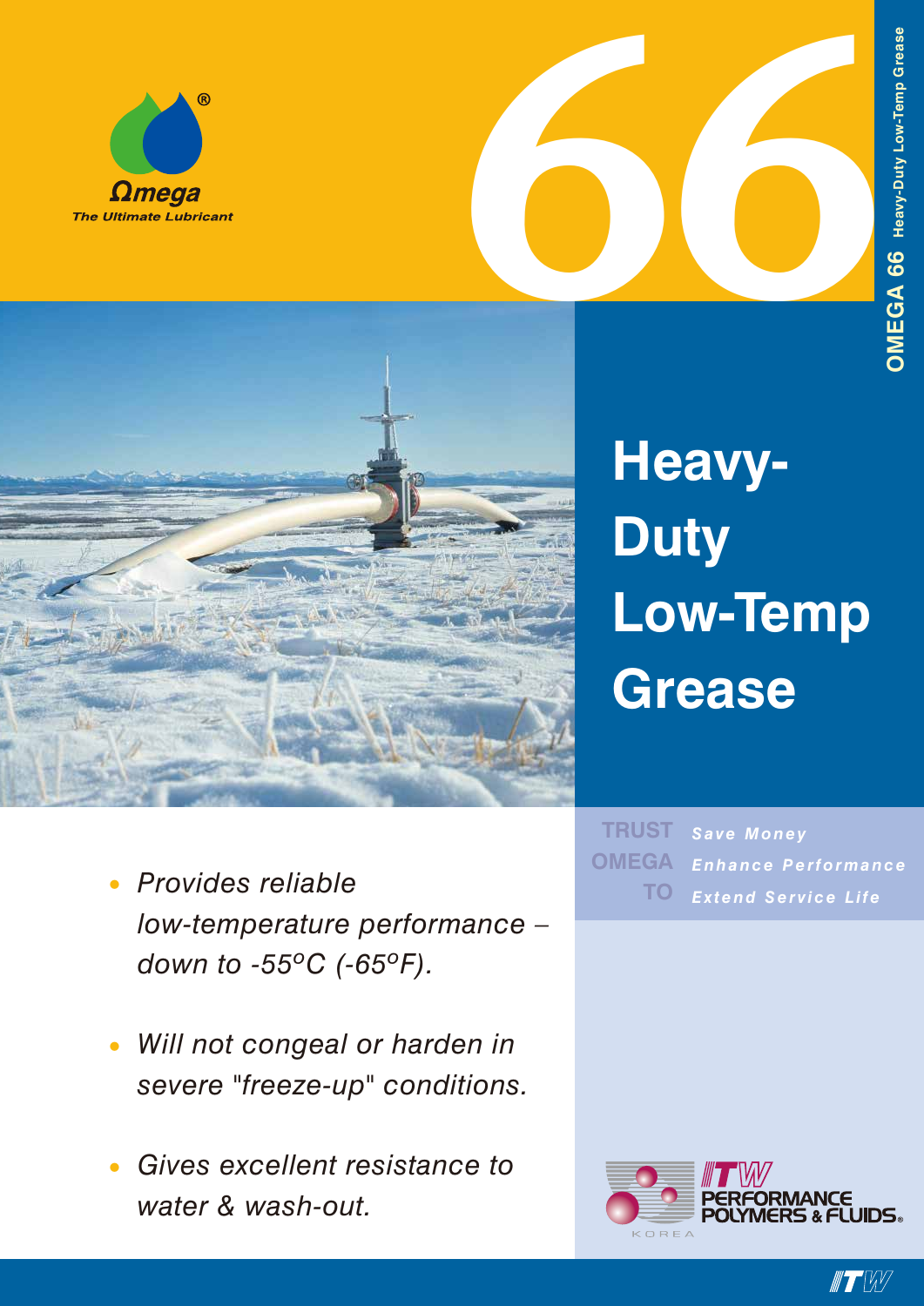Ωmega®

*The Ultimate Lubricant*

# 66

**OMEGA 66 Heavy-Duty Low-Temp Grease**

# Heavy-Duty Low-Temp Grease

- *Provides reliable low-temperature performance – down to -55°C (-65°F).*
- *Will not congeal or harden in severe "freeze-up" conditions.*
- *Gives excellent resistance to water & wash-out.*

**TRUST OMEGA TO**

- ***Save Money***
- ***Enhance Performance***
- ***Extend Service Life***

ITW PERFORMANCE POLYMERS & FLUIDS®

KOREA

ITW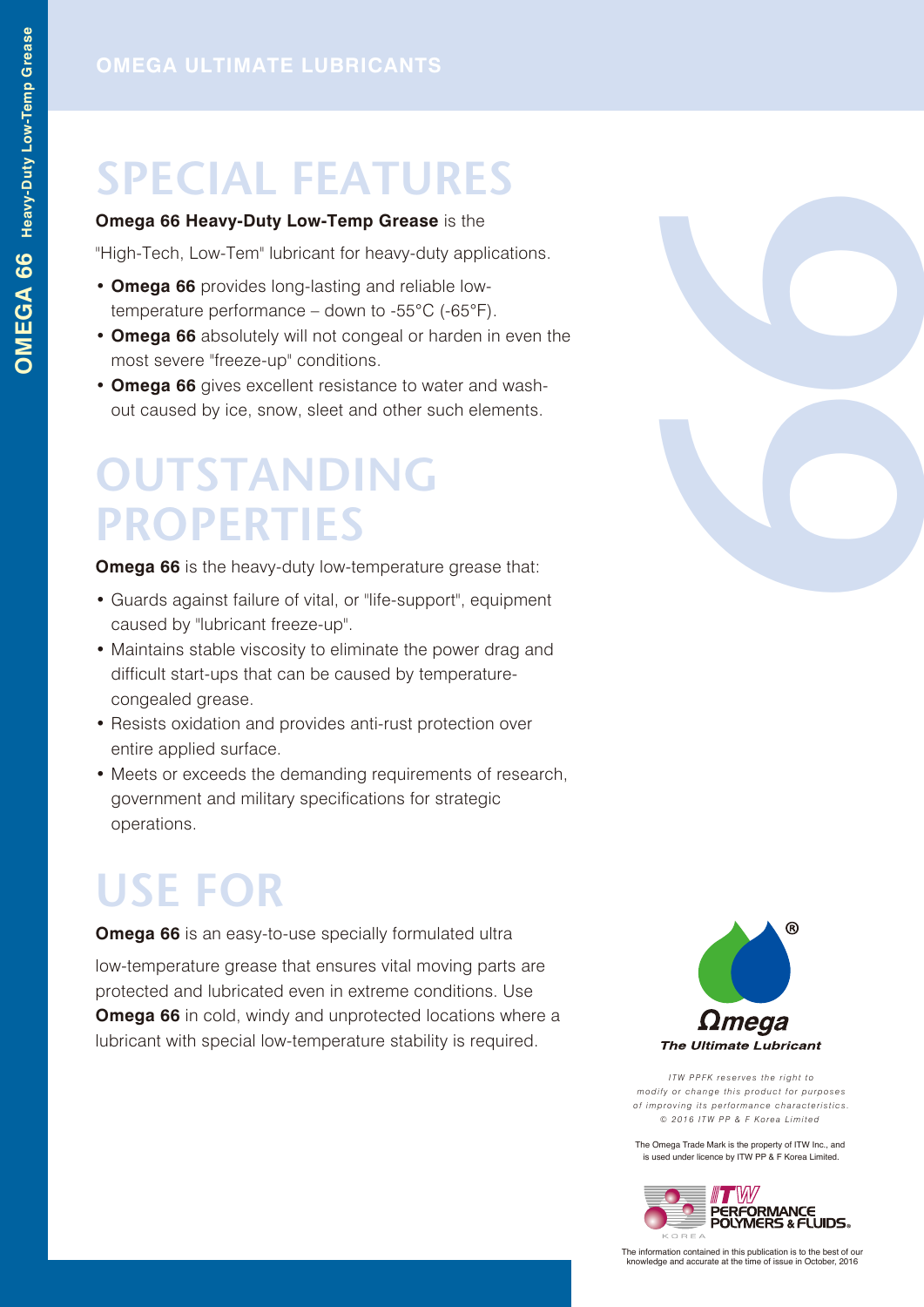OMEGA ULTIMATE LUBRICANTS

# SPECIAL FEATURES

**Omega 66 Heavy-Duty Low-Temp Grease** is the

"High-Tech, Low-Tem" lubricant for heavy-duty applications.

- **Omega 66** provides long-lasting and reliable low-temperature performance – down to -55°C (-65°F).
- **Omega 66** absolutely will not congeal or harden in even the most severe "freeze-up" conditions.
- **Omega 66** gives excellent resistance to water and wash-out caused by ice, snow, sleet and other such elements.

# OUTSTANDING PROPERTIES

**Omega 66** is the heavy-duty low-temperature grease that:

- Guards against failure of vital, or "life-support", equipment caused by "lubricant freeze-up".
- Maintains stable viscosity to eliminate the power drag and difficult start-ups that can be caused by temperature-congealed grease.
- Resists oxidation and provides anti-rust protection over entire applied surface.
- Meets or exceeds the demanding requirements of research, government and military specifications for strategic operations.

# USE FOR

**Omega 66** is an easy-to-use specially formulated ultra

low-temperature grease that ensures vital moving parts are protected and lubricated even in extreme conditions. Use **Omega 66** in cold, windy and unprotected locations where a lubricant with special low-temperature stability is required.

Ωmega®
*The Ultimate Lubricant*

*ITW PPFK reserves the right to modify or change this product for purposes of improving its performance characteristics.*
*© 2016 ITW PP & F Korea Limited*

The Omega Trade Mark is the property of ITW Inc., and is used under licence by ITW PP & F Korea Limited.

ITW PERFORMANCE POLYMERS & FLUIDS
KOREA

The information contained in this publication is to the best of our knowledge and accurate at the time of issue in October, 2016